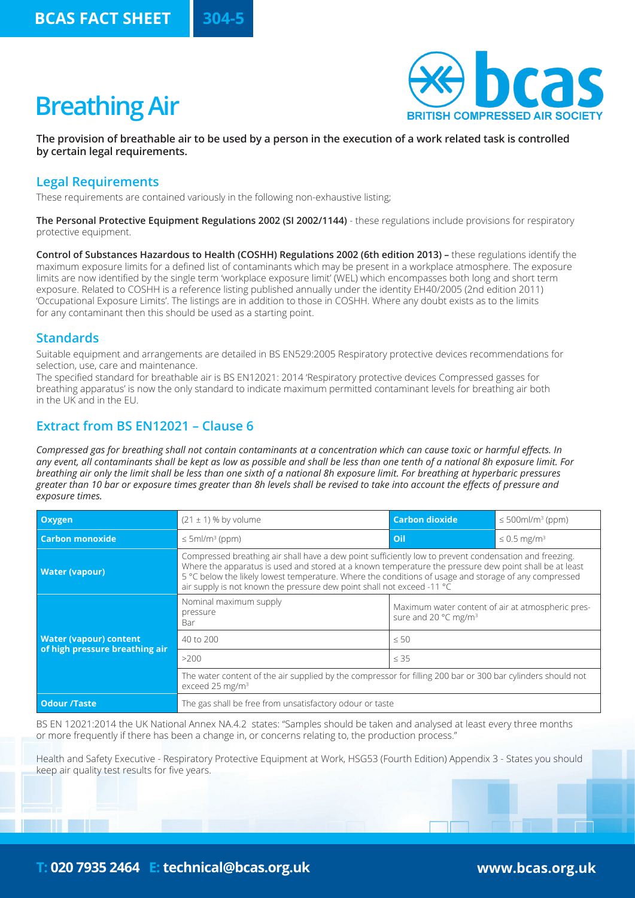BCAS FACT SHEET 304-5

# Breathing Air

**The provision of breathable air to be used by a person in the execution of a work related task is controlled by certain legal requirements.**

## Legal Requirements

These requirements are contained variously in the following non-exhaustive listing;

**The Personal Protective Equipment Regulations 2002 (SI 2002/1144)** - these regulations include provisions for respiratory protective equipment.

**Control of Substances Hazardous to Health (COSHH) Regulations 2002 (6th edition 2013) –** these regulations identify the maximum exposure limits for a defined list of contaminants which may be present in a workplace atmosphere. The exposure limits are now identified by the single term 'workplace exposure limit' (WEL) which encompasses both long and short term exposure. Related to COSHH is a reference listing published annually under the identity EH40/2005 (2nd edition 2011) 'Occupational Exposure Limits'. The listings are in addition to those in COSHH. Where any doubt exists as to the limits for any contaminant then this should be used as a starting point.

## Standards

Suitable equipment and arrangements are detailed in BS EN529:2005 Respiratory protective devices recommendations for selection, use, care and maintenance.

The specified standard for breathable air is BS EN12021: 2014 'Respiratory protective devices Compressed gasses for breathing apparatus' is now the only standard to indicate maximum permitted contaminant levels for breathing air both in the UK and in the EU.

## Extract from BS EN12021 – Clause 6

*Compressed gas for breathing shall not contain contaminants at a concentration which can cause toxic or harmful effects. In any event, all contaminants shall be kept as low as possible and shall be less than one tenth of a national 8h exposure limit. For breathing air only the limit shall be less than one sixth of a national 8h exposure limit. For breathing at hyperbaric pressures greater than 10 bar or exposure times greater than 8h levels shall be revised to take into account the effects of pressure and exposure times.*

| | | | |
|---|---|---|---|
| **Oxygen** | (21 ± 1) % by volume | **Carbon dioxide** | ≤ 500ml/m³ (ppm) |
| **Carbon monoxide** | ≤ 5ml/m³ (ppm) | **Oil** | ≤ 0.5 mg/m³ |
| **Water (vapour)** | Compressed breathing air shall have a dew point sufficiently low to prevent condensation and freezing. Where the apparatus is used and stored at a known temperature the pressure dew point shall be at least 5 °C below the likely lowest temperature. Where the conditions of usage and storage of any compressed air supply is not known the pressure dew point shall not exceed -11 °C | | |
| **Water (vapour) content of high pressure breathing air** | Nominal maximum supply pressure Bar | Maximum water content of air at atmospheric pressure and 20 °C mg/m³ | |
| | 40 to 200 | ≤ 50 | |
| | >200 | ≤ 35 | |
| | The water content of the air supplied by the compressor for filling 200 bar or 300 bar cylinders should not exceed 25 mg/m³ | | |
| **Odour /Taste** | The gas shall be free from unsatisfactory odour or taste | | |

BS EN 12021:2014 the UK National Annex NA.4.2 states: "Samples should be taken and analysed at least every three months or more frequently if there has been a change in, or concerns relating to, the production process."

Health and Safety Executive - Respiratory Protective Equipment at Work, HSG53 (Fourth Edition) Appendix 3 - States you should keep air quality test results for five years.

T: 020 7935 2464 E: technical@bcas.org.uk www.bcas.org.uk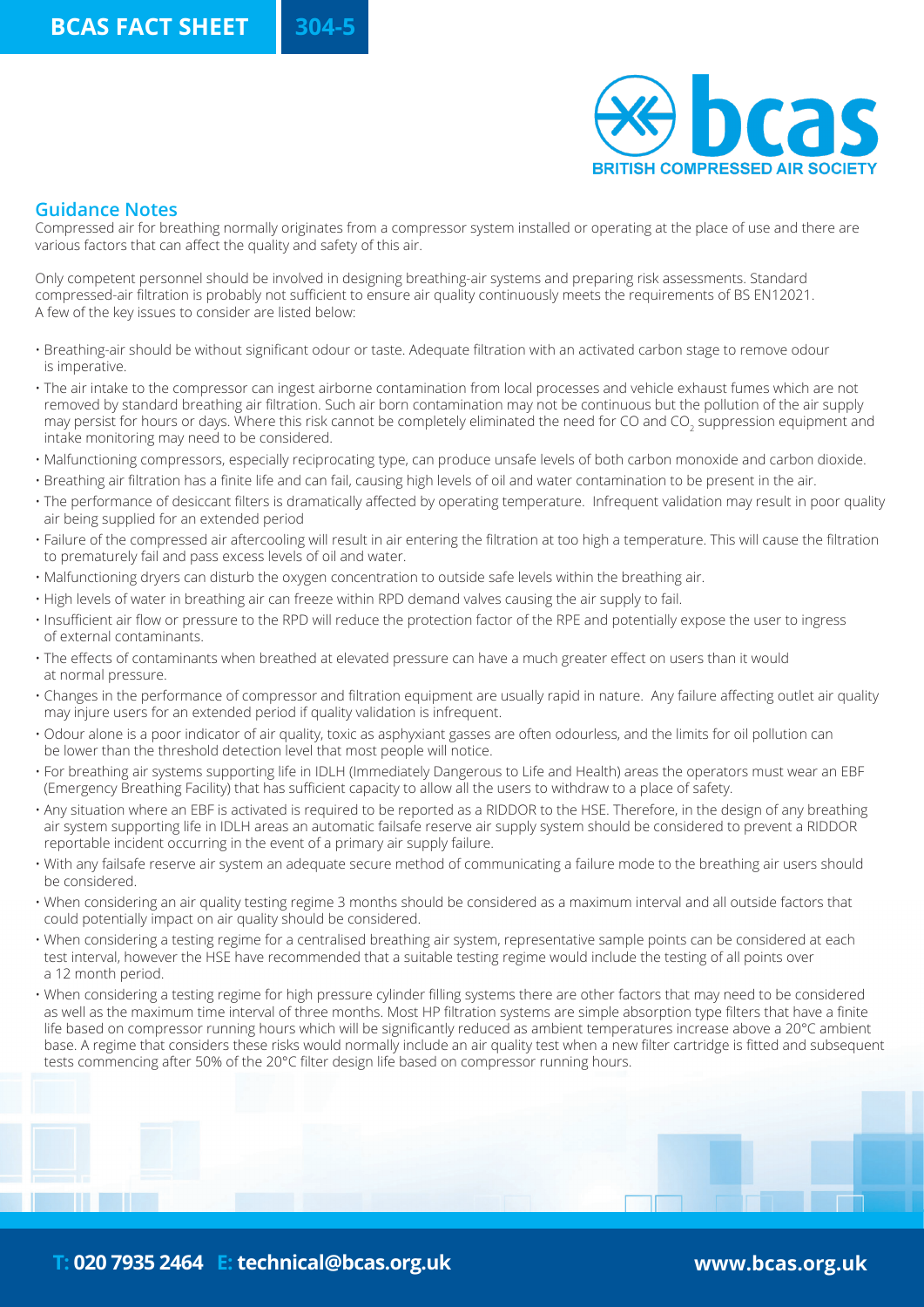## Guidance Notes

Compressed air for breathing normally originates from a compressor system installed or operating at the place of use and there are various factors that can affect the quality and safety of this air.

Only competent personnel should be involved in designing breathing-air systems and preparing risk assessments. Standard compressed-air filtration is probably not sufficient to ensure air quality continuously meets the requirements of BS EN12021. A few of the key issues to consider are listed below:

- Breathing-air should be without significant odour or taste. Adequate filtration with an activated carbon stage to remove odour is imperative.
- The air intake to the compressor can ingest airborne contamination from local processes and vehicle exhaust fumes which are not removed by standard breathing air filtration. Such air born contamination may not be continuous but the pollution of the air supply may persist for hours or days. Where this risk cannot be completely eliminated the need for CO and $CO_2$ suppression equipment and intake monitoring may need to be considered.
- Malfunctioning compressors, especially reciprocating type, can produce unsafe levels of both carbon monoxide and carbon dioxide.
- Breathing air filtration has a finite life and can fail, causing high levels of oil and water contamination to be present in the air.
- The performance of desiccant filters is dramatically affected by operating temperature. Infrequent validation may result in poor quality air being supplied for an extended period
- Failure of the compressed air aftercooling will result in air entering the filtration at too high a temperature. This will cause the filtration to prematurely fail and pass excess levels of oil and water.
- Malfunctioning dryers can disturb the oxygen concentration to outside safe levels within the breathing air.
- High levels of water in breathing air can freeze within RPD demand valves causing the air supply to fail.
- Insufficient air flow or pressure to the RPD will reduce the protection factor of the RPE and potentially expose the user to ingress of external contaminants.
- The effects of contaminants when breathed at elevated pressure can have a much greater effect on users than it would at normal pressure.
- Changes in the performance of compressor and filtration equipment are usually rapid in nature. Any failure affecting outlet air quality may injure users for an extended period if quality validation is infrequent.
- Odour alone is a poor indicator of air quality, toxic as asphyxiant gasses are often odourless, and the limits for oil pollution can be lower than the threshold detection level that most people will notice.
- For breathing air systems supporting life in IDLH (Immediately Dangerous to Life and Health) areas the operators must wear an EBF (Emergency Breathing Facility) that has sufficient capacity to allow all the users to withdraw to a place of safety.
- Any situation where an EBF is activated is required to be reported as a RIDDOR to the HSE. Therefore, in the design of any breathing air system supporting life in IDLH areas an automatic failsafe reserve air supply system should be considered to prevent a RIDDOR reportable incident occurring in the event of a primary air supply failure.
- With any failsafe reserve air system an adequate secure method of communicating a failure mode to the breathing air users should be considered.
- When considering an air quality testing regime 3 months should be considered as a maximum interval and all outside factors that could potentially impact on air quality should be considered.
- When considering a testing regime for a centralised breathing air system, representative sample points can be considered at each test interval, however the HSE have recommended that a suitable testing regime would include the testing of all points over a 12 month period.
- When considering a testing regime for high pressure cylinder filling systems there are other factors that may need to be considered as well as the maximum time interval of three months. Most HP filtration systems are simple absorption type filters that have a finite life based on compressor running hours which will be significantly reduced as ambient temperatures increase above a 20°C ambient base. A regime that considers these risks would normally include an air quality test when a new filter cartridge is fitted and subsequent tests commencing after 50% of the 20°C filter design life based on compressor running hours.

**T: 020 7935 2464 E: technical@bcas.org.uk** **www.bcas.org.uk**